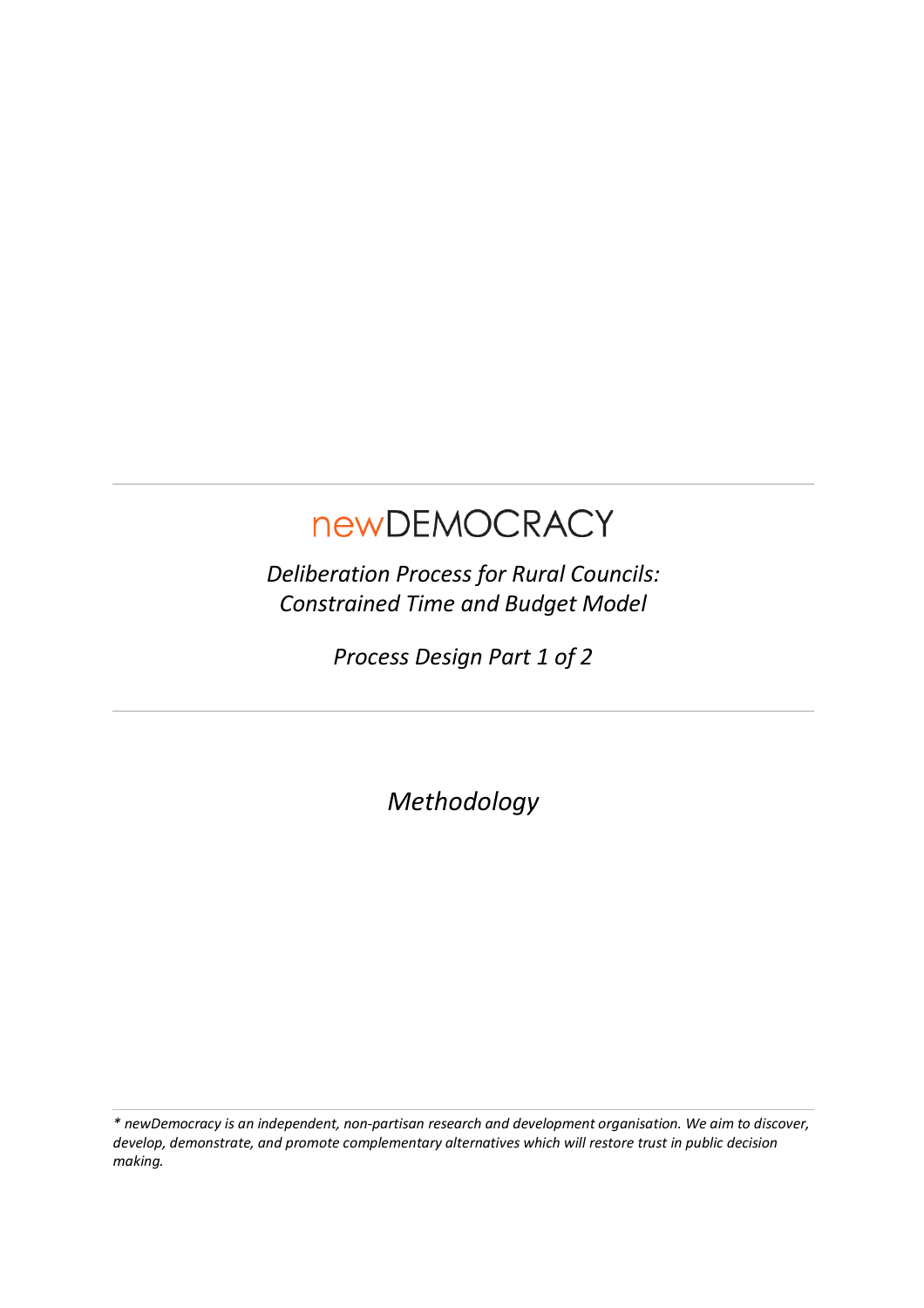# newDEMOCRACY

*Deliberation Process for Rural Councils: Constrained Time and Budget Model*

*Process Design Part 1 of 2*

---

*Methodology*

---

*\* newDemocracy is an independent, non-partisan research and development organisation. We aim to discover, develop, demonstrate, and promote complementary alternatives which will restore trust in public decision making.*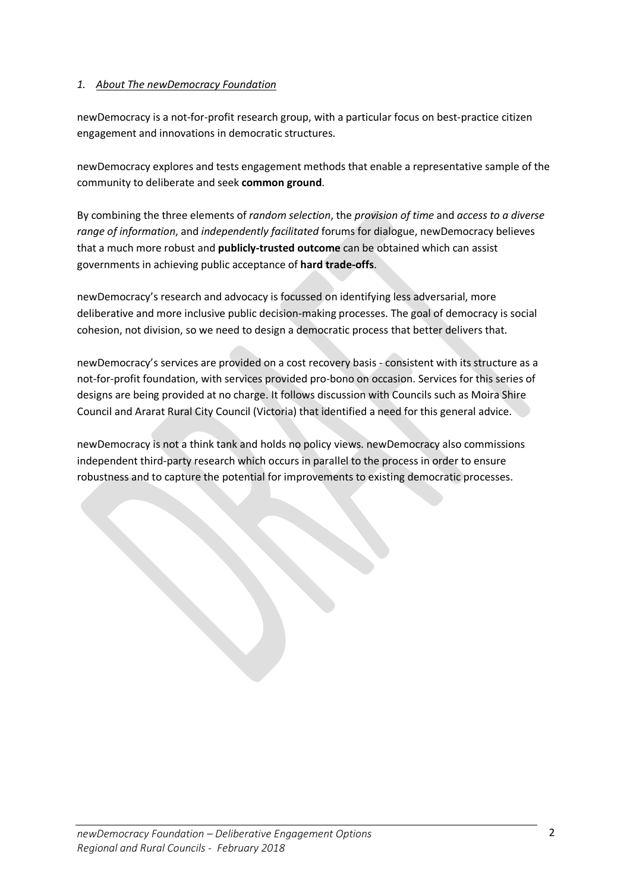## 1. *About The newDemocracy Foundation*

newDemocracy is a not-for-profit research group, with a particular focus on best-practice citizen engagement and innovations in democratic structures.

newDemocracy explores and tests engagement methods that enable a representative sample of the community to deliberate and seek **common ground**.

By combining the three elements of *random selection*, the *provision of time* and *access to a diverse range of information*, and *independently facilitated* forums for dialogue, newDemocracy believes that a much more robust and **publicly-trusted outcome** can be obtained which can assist governments in achieving public acceptance of **hard trade-offs**.

newDemocracy's research and advocacy is focussed on identifying less adversarial, more deliberative and more inclusive public decision-making processes. The goal of democracy is social cohesion, not division, so we need to design a democratic process that better delivers that.

newDemocracy's services are provided on a cost recovery basis - consistent with its structure as a not-for-profit foundation, with services provided pro-bono on occasion. Services for this series of designs are being provided at no charge. It follows discussion with Councils such as Moira Shire Council and Ararat Rural City Council (Victoria) that identified a need for this general advice.

newDemocracy is not a think tank and holds no policy views. newDemocracy also commissions independent third-party research which occurs in parallel to the process in order to ensure robustness and to capture the potential for improvements to existing democratic processes.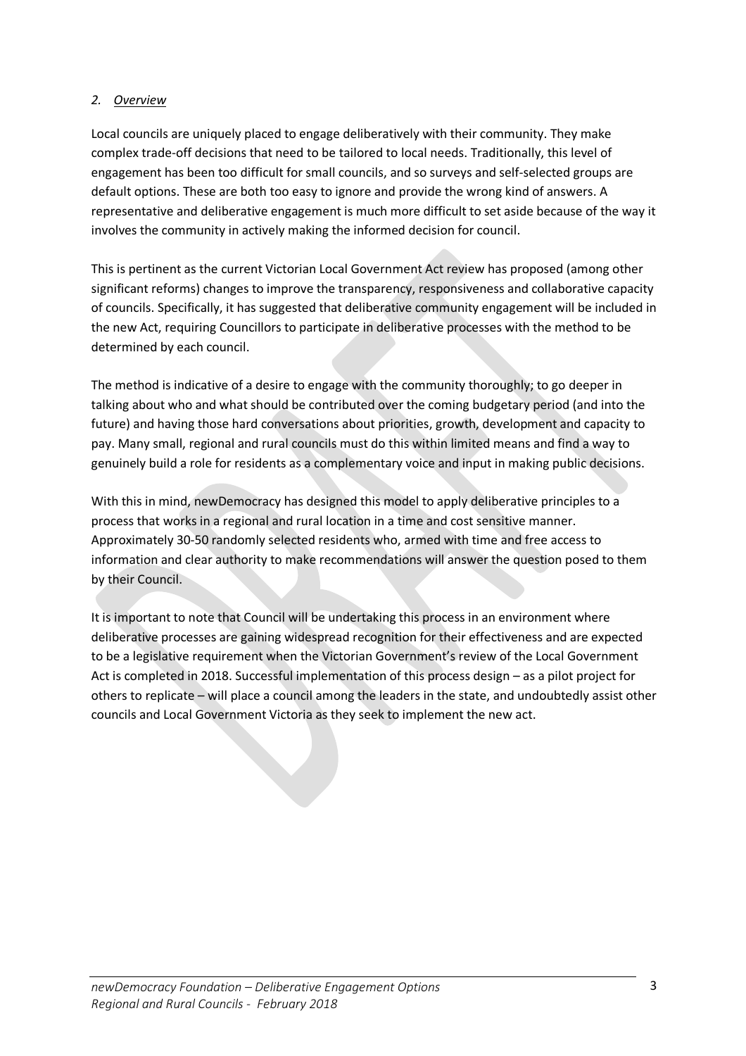## *2. Overview*

Local councils are uniquely placed to engage deliberatively with their community. They make complex trade-off decisions that need to be tailored to local needs. Traditionally, this level of engagement has been too difficult for small councils, and so surveys and self-selected groups are default options. These are both too easy to ignore and provide the wrong kind of answers. A representative and deliberative engagement is much more difficult to set aside because of the way it involves the community in actively making the informed decision for council.

This is pertinent as the current Victorian Local Government Act review has proposed (among other significant reforms) changes to improve the transparency, responsiveness and collaborative capacity of councils. Specifically, it has suggested that deliberative community engagement will be included in the new Act, requiring Councillors to participate in deliberative processes with the method to be determined by each council.

The method is indicative of a desire to engage with the community thoroughly; to go deeper in talking about who and what should be contributed over the coming budgetary period (and into the future) and having those hard conversations about priorities, growth, development and capacity to pay. Many small, regional and rural councils must do this within limited means and find a way to genuinely build a role for residents as a complementary voice and input in making public decisions.

With this in mind, newDemocracy has designed this model to apply deliberative principles to a process that works in a regional and rural location in a time and cost sensitive manner. Approximately 30-50 randomly selected residents who, armed with time and free access to information and clear authority to make recommendations will answer the question posed to them by their Council.

It is important to note that Council will be undertaking this process in an environment where deliberative processes are gaining widespread recognition for their effectiveness and are expected to be a legislative requirement when the Victorian Government's review of the Local Government Act is completed in 2018. Successful implementation of this process design – as a pilot project for others to replicate – will place a council among the leaders in the state, and undoubtedly assist other councils and Local Government Victoria as they seek to implement the new act.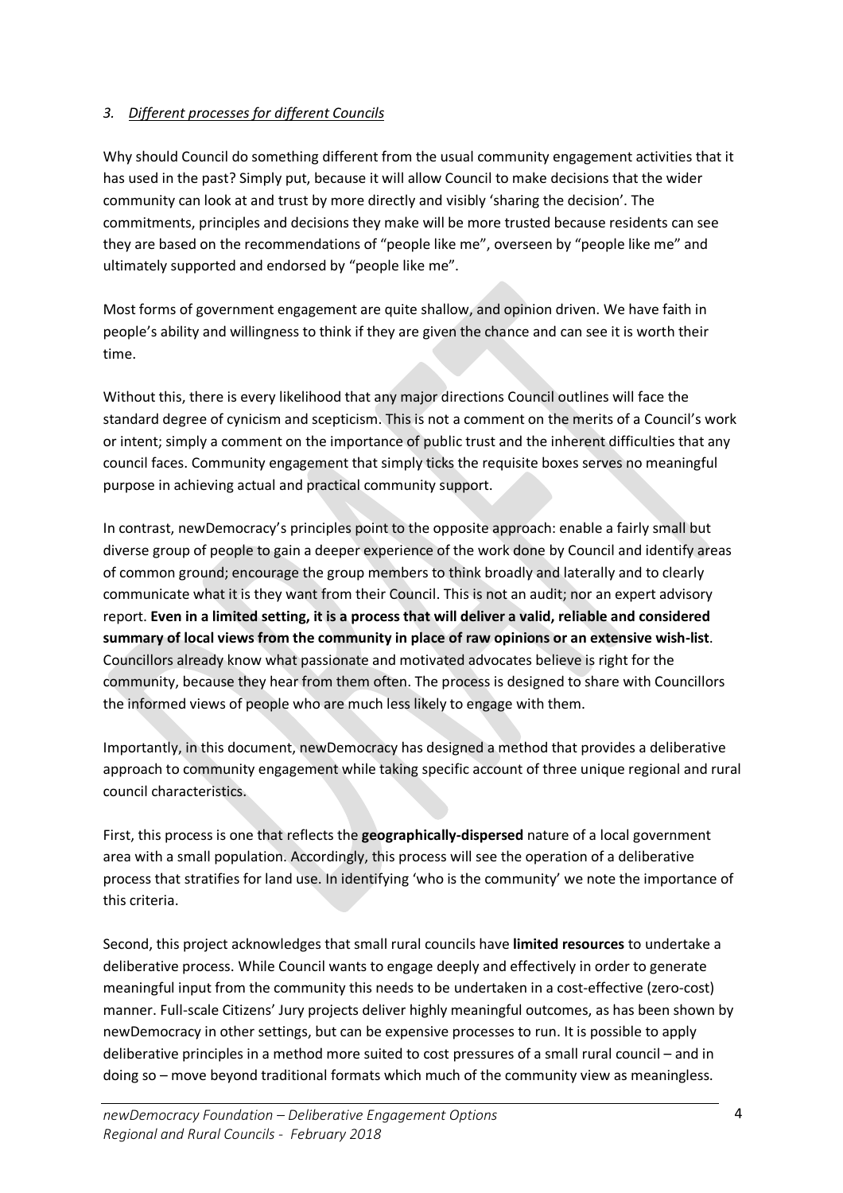### *3. Different processes for different Councils*

Why should Council do something different from the usual community engagement activities that it has used in the past? Simply put, because it will allow Council to make decisions that the wider community can look at and trust by more directly and visibly 'sharing the decision'. The commitments, principles and decisions they make will be more trusted because residents can see they are based on the recommendations of "people like me", overseen by "people like me" and ultimately supported and endorsed by "people like me".

Most forms of government engagement are quite shallow, and opinion driven. We have faith in people's ability and willingness to think if they are given the chance and can see it is worth their time.

Without this, there is every likelihood that any major directions Council outlines will face the standard degree of cynicism and scepticism. This is not a comment on the merits of a Council's work or intent; simply a comment on the importance of public trust and the inherent difficulties that any council faces. Community engagement that simply ticks the requisite boxes serves no meaningful purpose in achieving actual and practical community support.

In contrast, newDemocracy's principles point to the opposite approach: enable a fairly small but diverse group of people to gain a deeper experience of the work done by Council and identify areas of common ground; encourage the group members to think broadly and laterally and to clearly communicate what it is they want from their Council. This is not an audit; nor an expert advisory report. **Even in a limited setting, it is a process that will deliver a valid, reliable and considered summary of local views from the community in place of raw opinions or an extensive wish-list**. Councillors already know what passionate and motivated advocates believe is right for the community, because they hear from them often. The process is designed to share with Councillors the informed views of people who are much less likely to engage with them.

Importantly, in this document, newDemocracy has designed a method that provides a deliberative approach to community engagement while taking specific account of three unique regional and rural council characteristics.

First, this process is one that reflects the **geographically-dispersed** nature of a local government area with a small population. Accordingly, this process will see the operation of a deliberative process that stratifies for land use. In identifying 'who is the community' we note the importance of this criteria.

Second, this project acknowledges that small rural councils have **limited resources** to undertake a deliberative process. While Council wants to engage deeply and effectively in order to generate meaningful input from the community this needs to be undertaken in a cost-effective (zero-cost) manner. Full-scale Citizens' Jury projects deliver highly meaningful outcomes, as has been shown by newDemocracy in other settings, but can be expensive processes to run. It is possible to apply deliberative principles in a method more suited to cost pressures of a small rural council – and in doing so – move beyond traditional formats which much of the community view as meaningless.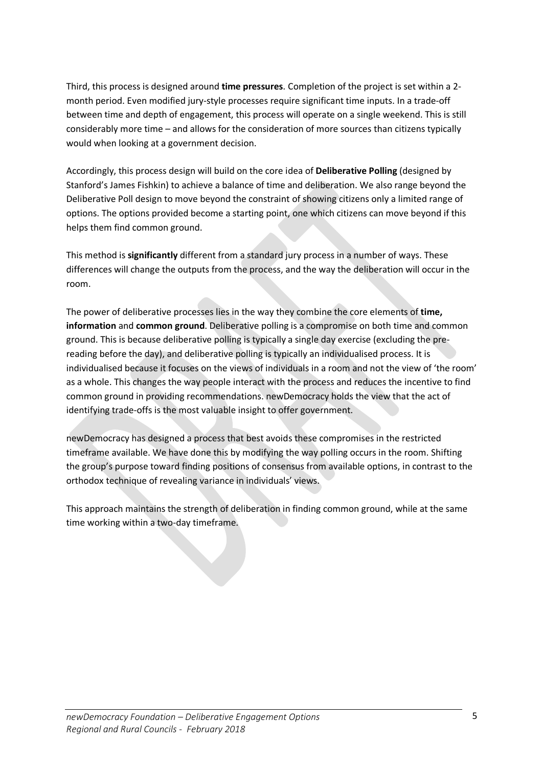Third, this process is designed around **time pressures**. Completion of the project is set within a 2-month period. Even modified jury-style processes require significant time inputs. In a trade-off between time and depth of engagement, this process will operate on a single weekend. This is still considerably more time – and allows for the consideration of more sources than citizens typically would when looking at a government decision.

Accordingly, this process design will build on the core idea of **Deliberative Polling** (designed by Stanford's James Fishkin) to achieve a balance of time and deliberation. We also range beyond the Deliberative Poll design to move beyond the constraint of showing citizens only a limited range of options. The options provided become a starting point, one which citizens can move beyond if this helps them find common ground.

This method is **significantly** different from a standard jury process in a number of ways. These differences will change the outputs from the process, and the way the deliberation will occur in the room.

The power of deliberative processes lies in the way they combine the core elements of **time, information** and **common ground**. Deliberative polling is a compromise on both time and common ground. This is because deliberative polling is typically a single day exercise (excluding the pre-reading before the day), and deliberative polling is typically an individualised process. It is individualised because it focuses on the views of individuals in a room and not the view of 'the room' as a whole. This changes the way people interact with the process and reduces the incentive to find common ground in providing recommendations. newDemocracy holds the view that the act of identifying trade-offs is the most valuable insight to offer government.

newDemocracy has designed a process that best avoids these compromises in the restricted timeframe available. We have done this by modifying the way polling occurs in the room. Shifting the group's purpose toward finding positions of consensus from available options, in contrast to the orthodox technique of revealing variance in individuals' views.

This approach maintains the strength of deliberation in finding common ground, while at the same time working within a two-day timeframe.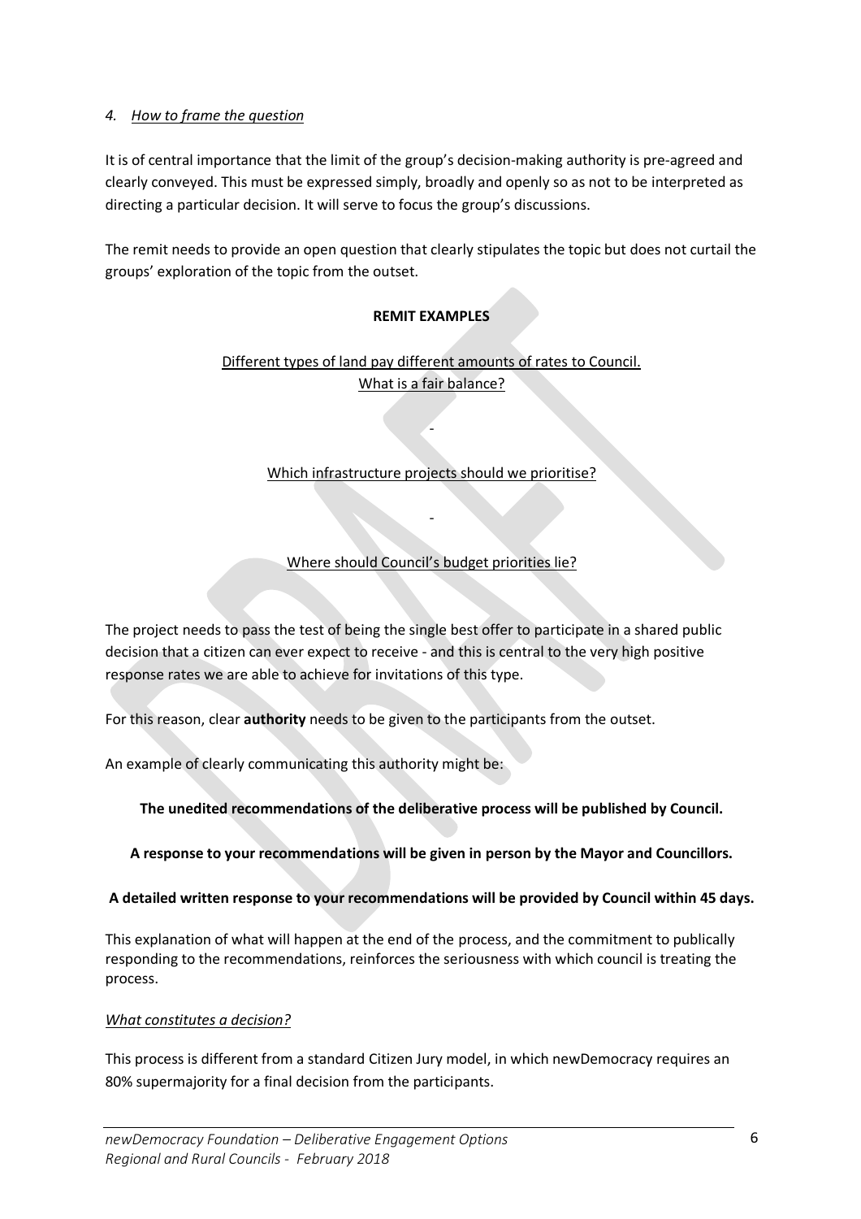*4. How to frame the question*

It is of central importance that the limit of the group's decision-making authority is pre-agreed and clearly conveyed. This must be expressed simply, broadly and openly so as not to be interpreted as directing a particular decision. It will serve to focus the group's discussions.

The remit needs to provide an open question that clearly stipulates the topic but does not curtail the groups' exploration of the topic from the outset.

**REMIT EXAMPLES**

Different types of land pay different amounts of rates to Council.
What is a fair balance?

-

Which infrastructure projects should we prioritise?

-

Where should Council's budget priorities lie?

The project needs to pass the test of being the single best offer to participate in a shared public decision that a citizen can ever expect to receive - and this is central to the very high positive response rates we are able to achieve for invitations of this type.

For this reason, clear **authority** needs to be given to the participants from the outset.

An example of clearly communicating this authority might be:

**The unedited recommendations of the deliberative process will be published by Council.**

**A response to your recommendations will be given in person by the Mayor and Councillors.**

**A detailed written response to your recommendations will be provided by Council within 45 days.**

This explanation of what will happen at the end of the process, and the commitment to publically responding to the recommendations, reinforces the seriousness with which council is treating the process.

*What constitutes a decision?*

This process is different from a standard Citizen Jury model, in which newDemocracy requires an 80% supermajority for a final decision from the participants.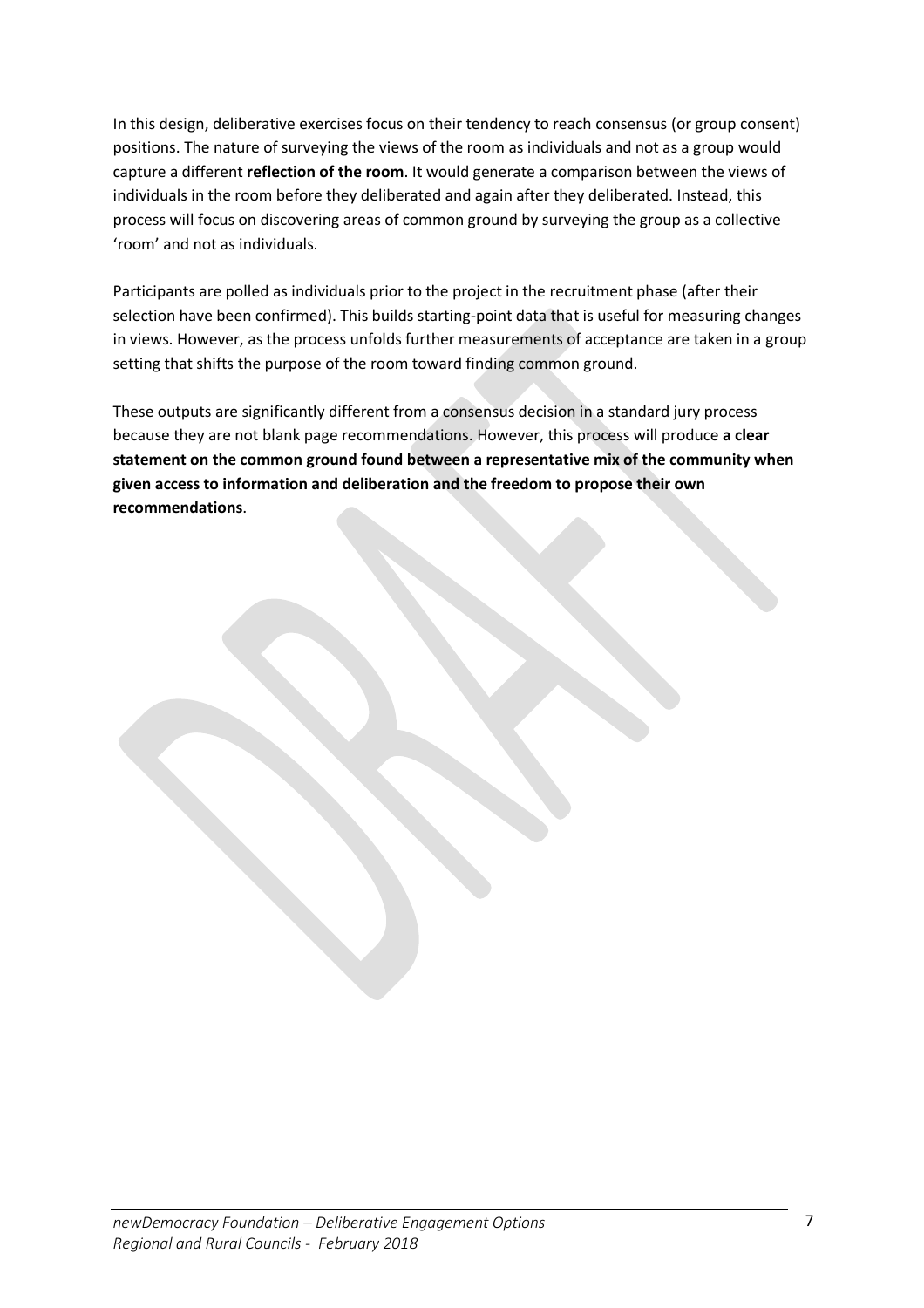In this design, deliberative exercises focus on their tendency to reach consensus (or group consent) positions. The nature of surveying the views of the room as individuals and not as a group would capture a different **reflection of the room**. It would generate a comparison between the views of individuals in the room before they deliberated and again after they deliberated. Instead, this process will focus on discovering areas of common ground by surveying the group as a collective 'room' and not as individuals.

Participants are polled as individuals prior to the project in the recruitment phase (after their selection have been confirmed). This builds starting-point data that is useful for measuring changes in views. However, as the process unfolds further measurements of acceptance are taken in a group setting that shifts the purpose of the room toward finding common ground.

These outputs are significantly different from a consensus decision in a standard jury process because they are not blank page recommendations. However, this process will produce **a clear statement on the common ground found between a representative mix of the community when given access to information and deliberation and the freedom to propose their own recommendations**.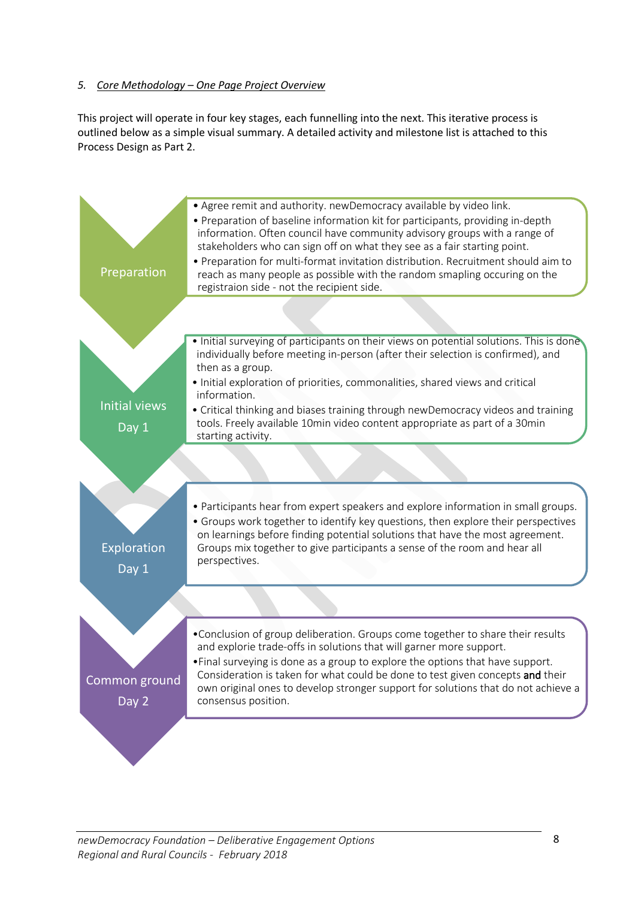*5. Core Methodology – One Page Project Overview*

This project will operate in four key stages, each funnelling into the next. This iterative process is outlined below as a simple visual summary. A detailed activity and milestone list is attached to this Process Design as Part 2.

**Preparation**

- Agree remit and authority. newDemocracy available by video link.
- Preparation of baseline information kit for participants, providing in-depth information. Often council have community advisory groups with a range of stakeholders who can sign off on what they see as a fair starting point.
- Preparation for multi-format invitation distribution. Recruitment should aim to reach as many people as possible with the random smapling occuring on the registraion side - not the recipient side.

**Initial views Day 1**

- Initial surveying of participants on their views on potential solutions. This is done individually before meeting in-person (after their selection is confirmed), and then as a group.
- Initial exploration of priorities, commonalities, shared views and critical information.
- Critical thinking and biases training through newDemocracy videos and training tools. Freely available 10min video content appropriate as part of a 30min starting activity.

**Exploration Day 1**

- Participants hear from expert speakers and explore information in small groups.
- Groups work together to identify key questions, then explore their perspectives on learnings before finding potential solutions that have the most agreement. Groups mix together to give participants a sense of the room and hear all perspectives.

**Common ground Day 2**

- Conclusion of group deliberation. Groups come together to share their results and explorie trade-offs in solutions that will garner more support.
- Final surveying is done as a group to explore the options that have support. Consideration is taken for what could be done to test given concepts and their own original ones to develop stronger support for solutions that do not achieve a consensus position.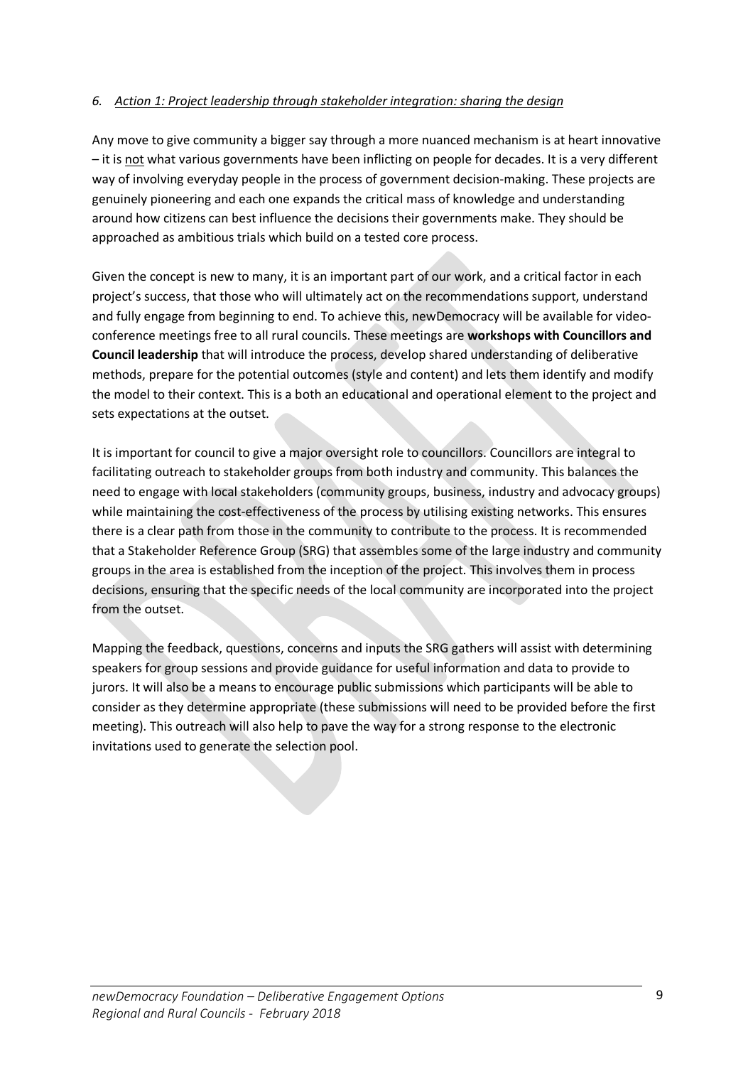### *6. <u>Action 1: Project leadership through stakeholder integration: sharing the design</u>*

Any move to give community a bigger say through a more nuanced mechanism is at heart innovative – it is <u>not</u> what various governments have been inflicting on people for decades. It is a very different way of involving everyday people in the process of government decision-making. These projects are genuinely pioneering and each one expands the critical mass of knowledge and understanding around how citizens can best influence the decisions their governments make. They should be approached as ambitious trials which build on a tested core process.

Given the concept is new to many, it is an important part of our work, and a critical factor in each project's success, that those who will ultimately act on the recommendations support, understand and fully engage from beginning to end. To achieve this, newDemocracy will be available for video-conference meetings free to all rural councils. These meetings are **workshops with Councillors and Council leadership** that will introduce the process, develop shared understanding of deliberative methods, prepare for the potential outcomes (style and content) and lets them identify and modify the model to their context. This is a both an educational and operational element to the project and sets expectations at the outset.

It is important for council to give a major oversight role to councillors. Councillors are integral to facilitating outreach to stakeholder groups from both industry and community. This balances the need to engage with local stakeholders (community groups, business, industry and advocacy groups) while maintaining the cost-effectiveness of the process by utilising existing networks. This ensures there is a clear path from those in the community to contribute to the process. It is recommended that a Stakeholder Reference Group (SRG) that assembles some of the large industry and community groups in the area is established from the inception of the project. This involves them in process decisions, ensuring that the specific needs of the local community are incorporated into the project from the outset.

Mapping the feedback, questions, concerns and inputs the SRG gathers will assist with determining speakers for group sessions and provide guidance for useful information and data to provide to jurors. It will also be a means to encourage public submissions which participants will be able to consider as they determine appropriate (these submissions will need to be provided before the first meeting). This outreach will also help to pave the way for a strong response to the electronic invitations used to generate the selection pool.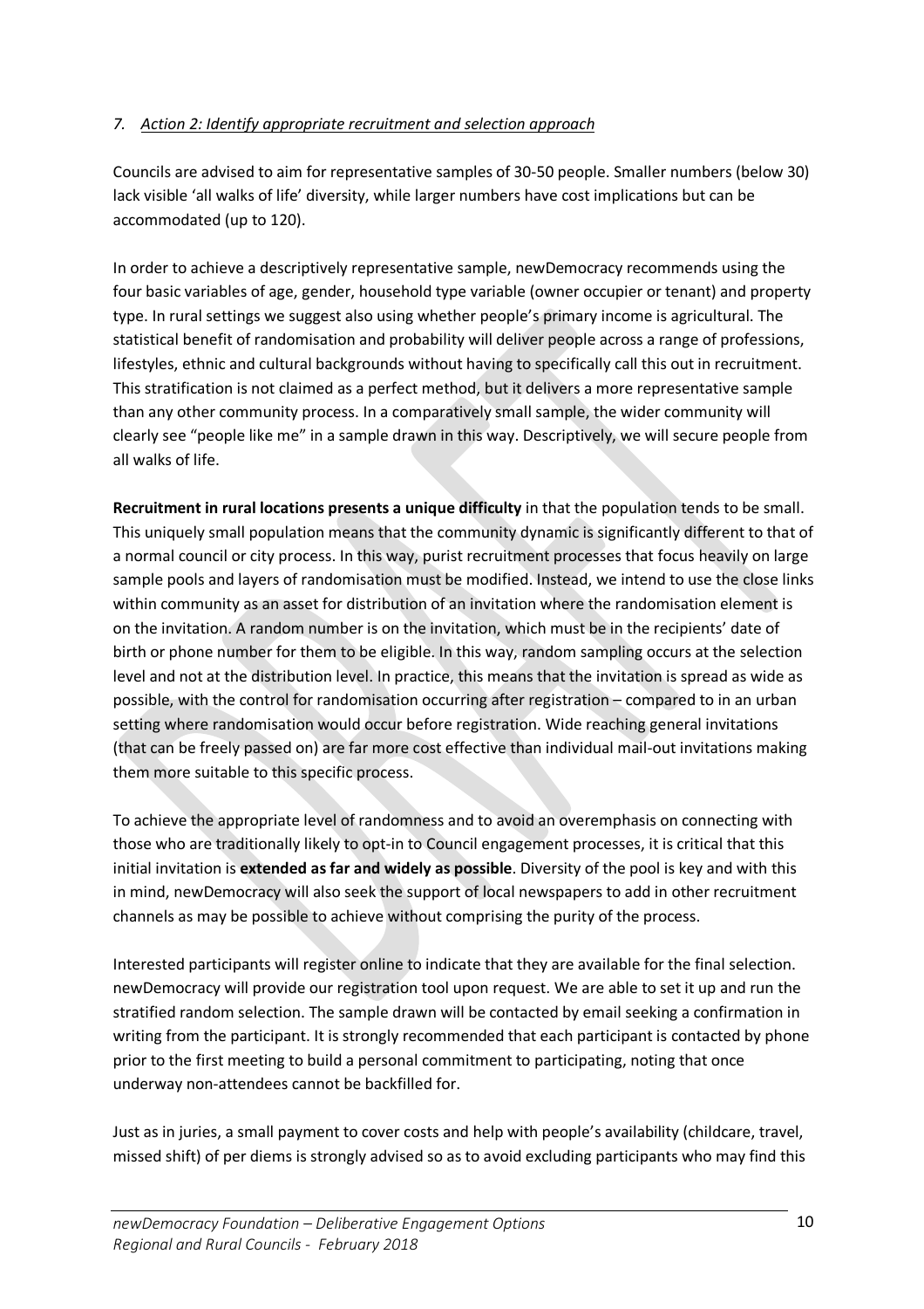## *7. Action 2: Identify appropriate recruitment and selection approach*

Councils are advised to aim for representative samples of 30-50 people. Smaller numbers (below 30) lack visible 'all walks of life' diversity, while larger numbers have cost implications but can be accommodated (up to 120).

In order to achieve a descriptively representative sample, newDemocracy recommends using the four basic variables of age, gender, household type variable (owner occupier or tenant) and property type. In rural settings we suggest also using whether people's primary income is agricultural. The statistical benefit of randomisation and probability will deliver people across a range of professions, lifestyles, ethnic and cultural backgrounds without having to specifically call this out in recruitment. This stratification is not claimed as a perfect method, but it delivers a more representative sample than any other community process. In a comparatively small sample, the wider community will clearly see "people like me" in a sample drawn in this way. Descriptively, we will secure people from all walks of life.

**Recruitment in rural locations presents a unique difficulty** in that the population tends to be small. This uniquely small population means that the community dynamic is significantly different to that of a normal council or city process. In this way, purist recruitment processes that focus heavily on large sample pools and layers of randomisation must be modified. Instead, we intend to use the close links within community as an asset for distribution of an invitation where the randomisation element is on the invitation. A random number is on the invitation, which must be in the recipients' date of birth or phone number for them to be eligible. In this way, random sampling occurs at the selection level and not at the distribution level. In practice, this means that the invitation is spread as wide as possible, with the control for randomisation occurring after registration – compared to in an urban setting where randomisation would occur before registration. Wide reaching general invitations (that can be freely passed on) are far more cost effective than individual mail-out invitations making them more suitable to this specific process.

To achieve the appropriate level of randomness and to avoid an overemphasis on connecting with those who are traditionally likely to opt-in to Council engagement processes, it is critical that this initial invitation is **extended as far and widely as possible**. Diversity of the pool is key and with this in mind, newDemocracy will also seek the support of local newspapers to add in other recruitment channels as may be possible to achieve without comprising the purity of the process.

Interested participants will register online to indicate that they are available for the final selection. newDemocracy will provide our registration tool upon request. We are able to set it up and run the stratified random selection. The sample drawn will be contacted by email seeking a confirmation in writing from the participant. It is strongly recommended that each participant is contacted by phone prior to the first meeting to build a personal commitment to participating, noting that once underway non-attendees cannot be backfilled for.

Just as in juries, a small payment to cover costs and help with people's availability (childcare, travel, missed shift) of per diems is strongly advised so as to avoid excluding participants who may find this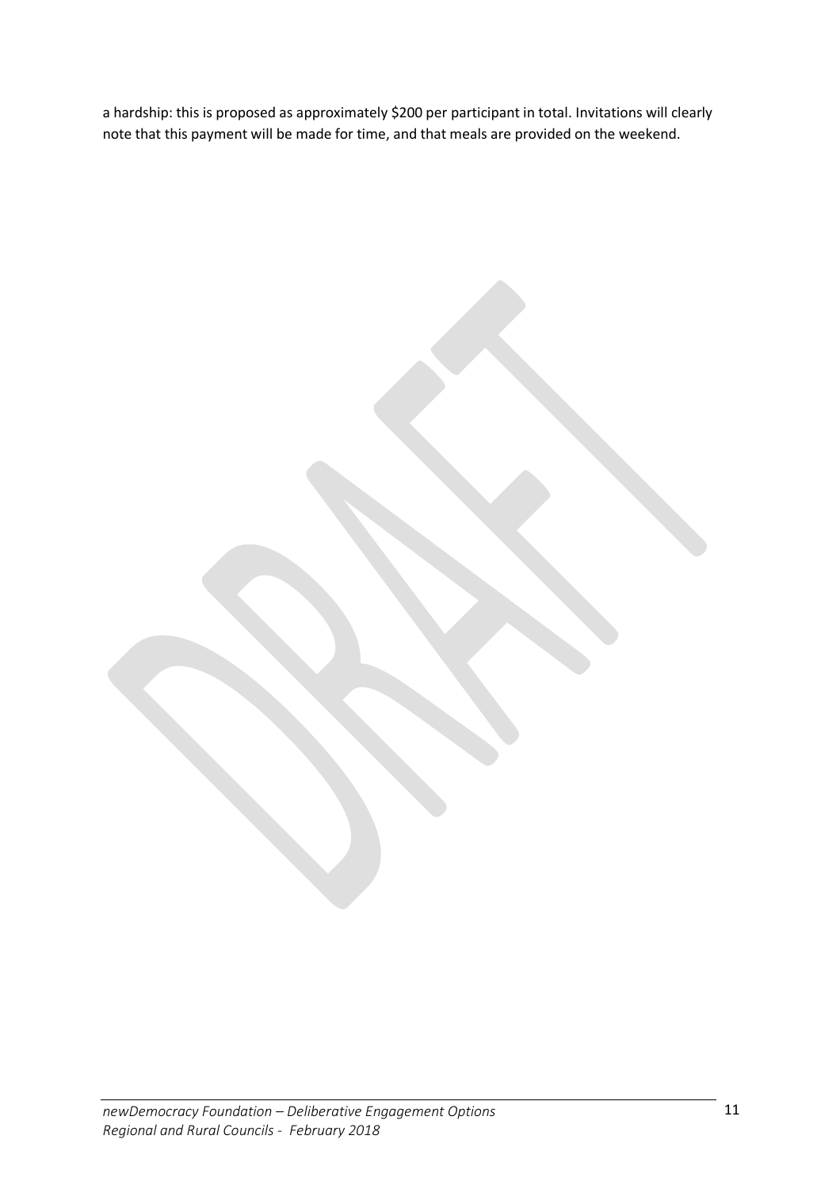a hardship: this is proposed as approximately $200 per participant in total. Invitations will clearly note that this payment will be made for time, and that meals are provided on the weekend.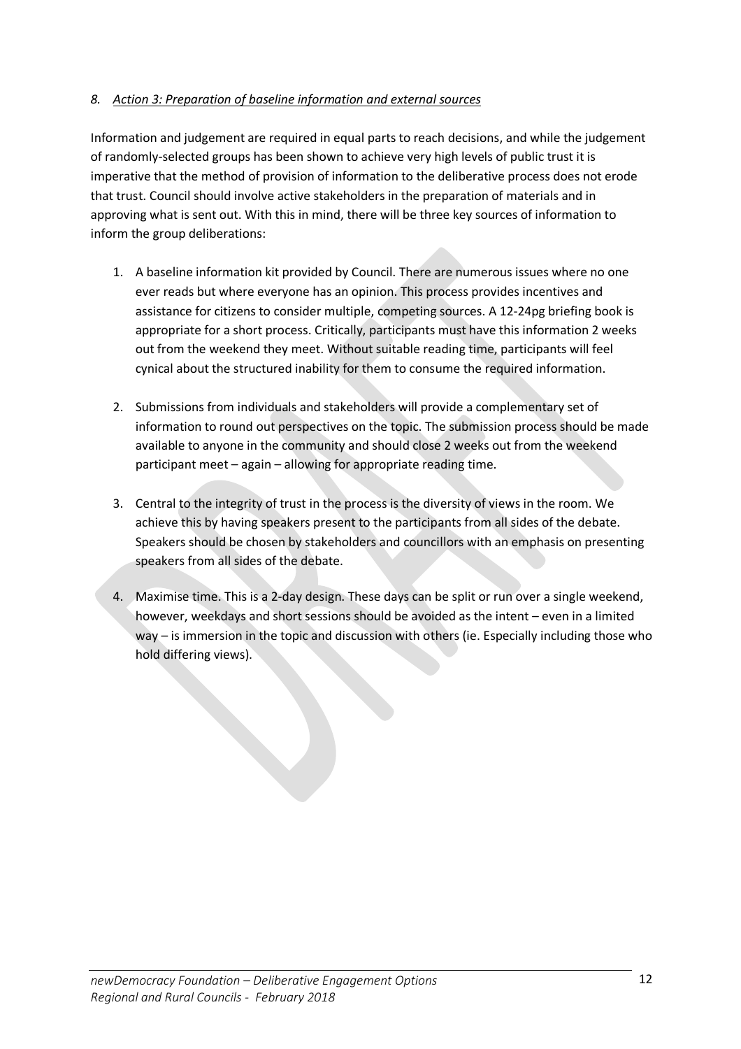### *8. Action 3: Preparation of baseline information and external sources*

Information and judgement are required in equal parts to reach decisions, and while the judgement of randomly-selected groups has been shown to achieve very high levels of public trust it is imperative that the method of provision of information to the deliberative process does not erode that trust. Council should involve active stakeholders in the preparation of materials and in approving what is sent out. With this in mind, there will be three key sources of information to inform the group deliberations:

1. A baseline information kit provided by Council. There are numerous issues where no one ever reads but where everyone has an opinion. This process provides incentives and assistance for citizens to consider multiple, competing sources. A 12-24pg briefing book is appropriate for a short process. Critically, participants must have this information 2 weeks out from the weekend they meet. Without suitable reading time, participants will feel cynical about the structured inability for them to consume the required information.

2. Submissions from individuals and stakeholders will provide a complementary set of information to round out perspectives on the topic. The submission process should be made available to anyone in the community and should close 2 weeks out from the weekend participant meet – again – allowing for appropriate reading time.

3. Central to the integrity of trust in the process is the diversity of views in the room. We achieve this by having speakers present to the participants from all sides of the debate. Speakers should be chosen by stakeholders and councillors with an emphasis on presenting speakers from all sides of the debate.

4. Maximise time. This is a 2-day design. These days can be split or run over a single weekend, however, weekdays and short sessions should be avoided as the intent – even in a limited way – is immersion in the topic and discussion with others (ie. Especially including those who hold differing views).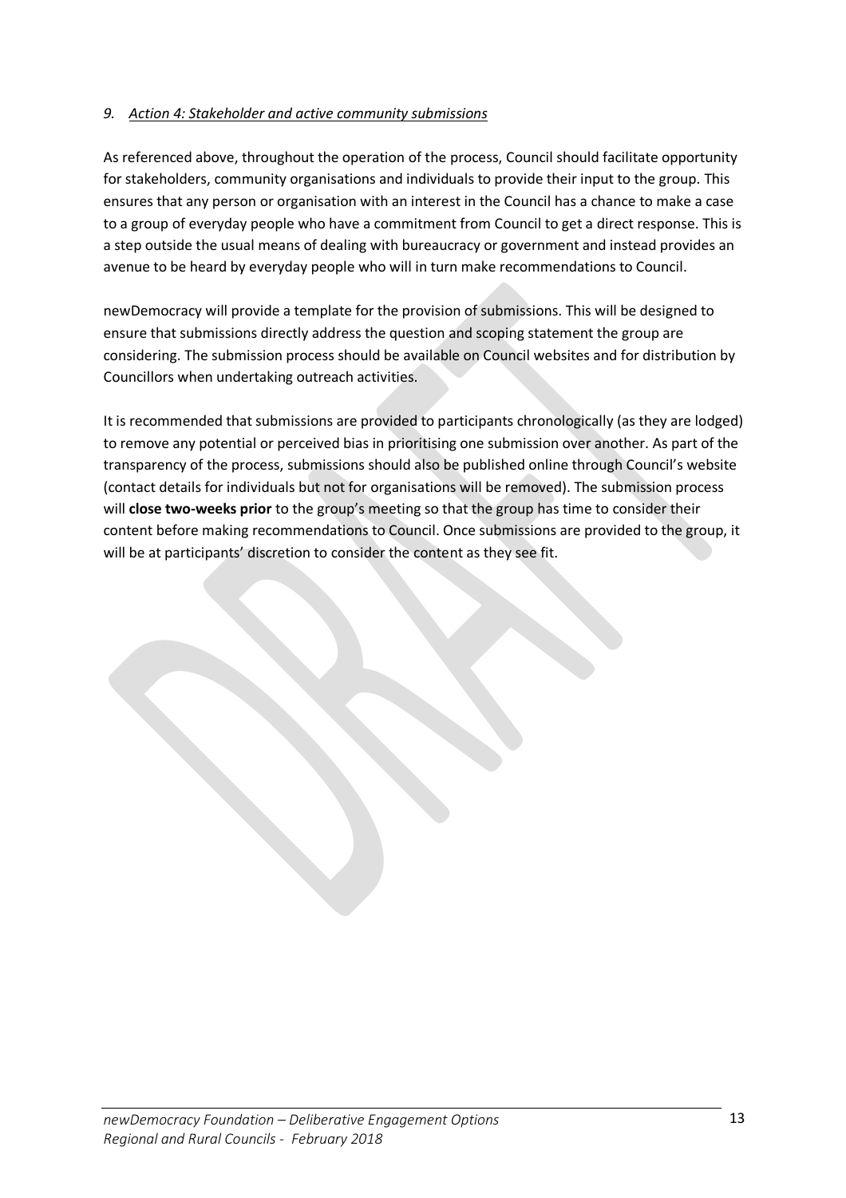## 9. *Action 4: Stakeholder and active community submissions*

As referenced above, throughout the operation of the process, Council should facilitate opportunity for stakeholders, community organisations and individuals to provide their input to the group. This ensures that any person or organisation with an interest in the Council has a chance to make a case to a group of everyday people who have a commitment from Council to get a direct response. This is a step outside the usual means of dealing with bureaucracy or government and instead provides an avenue to be heard by everyday people who will in turn make recommendations to Council.

newDemocracy will provide a template for the provision of submissions. This will be designed to ensure that submissions directly address the question and scoping statement the group are considering. The submission process should be available on Council websites and for distribution by Councillors when undertaking outreach activities.

It is recommended that submissions are provided to participants chronologically (as they are lodged) to remove any potential or perceived bias in prioritising one submission over another. As part of the transparency of the process, submissions should also be published online through Council's website (contact details for individuals but not for organisations will be removed). The submission process will **close two-weeks prior** to the group's meeting so that the group has time to consider their content before making recommendations to Council. Once submissions are provided to the group, it will be at participants' discretion to consider the content as they see fit.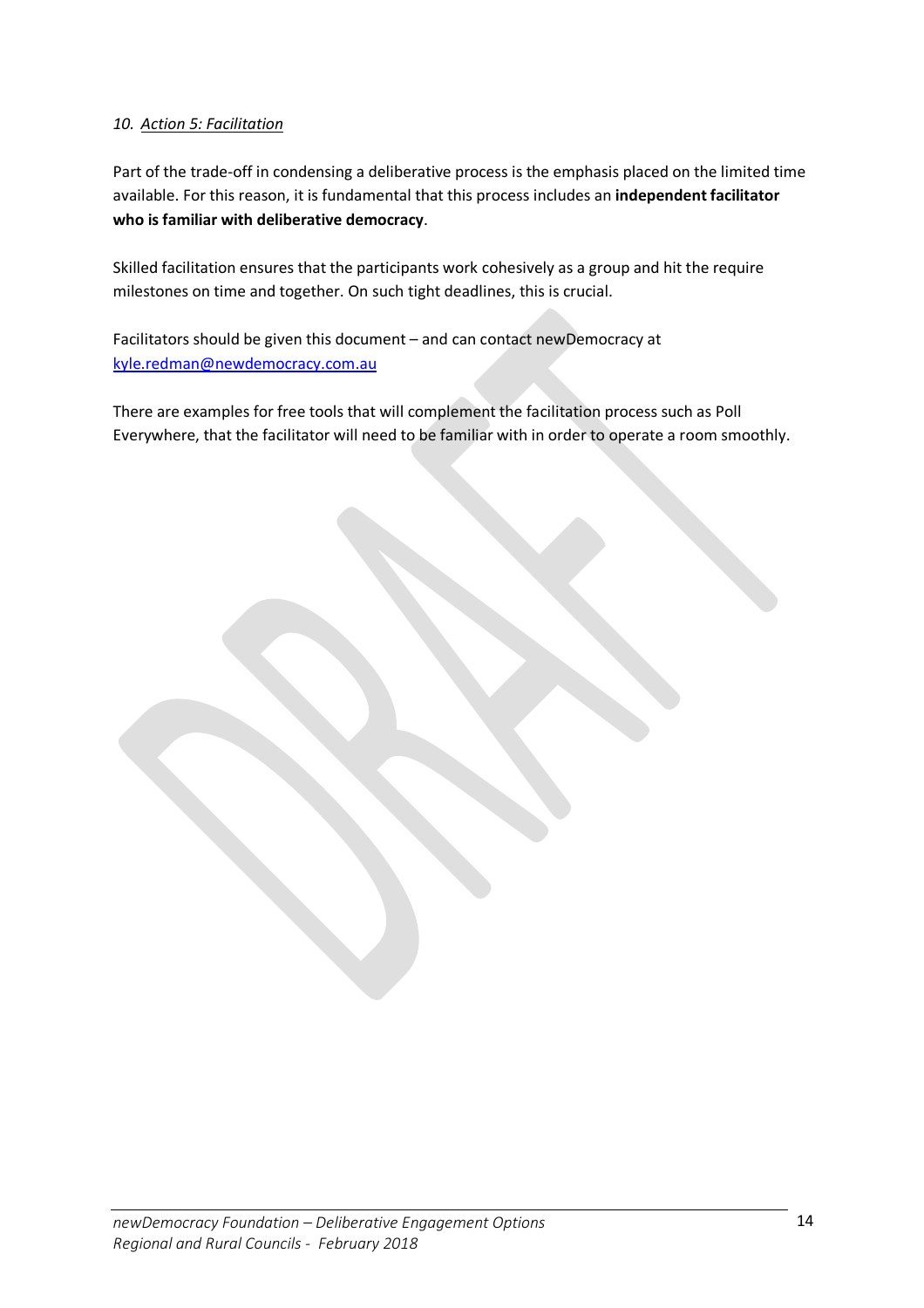### *10. Action 5: Facilitation*

Part of the trade-off in condensing a deliberative process is the emphasis placed on the limited time available. For this reason, it is fundamental that this process includes an **independent facilitator who is familiar with deliberative democracy**.

Skilled facilitation ensures that the participants work cohesively as a group and hit the require milestones on time and together. On such tight deadlines, this is crucial.

Facilitators should be given this document – and can contact newDemocracy at [kyle.redman@newdemocracy.com.au](mailto:kyle.redman@newdemocracy.com.au)

There are examples for free tools that will complement the facilitation process such as Poll Everywhere, that the facilitator will need to be familiar with in order to operate a room smoothly.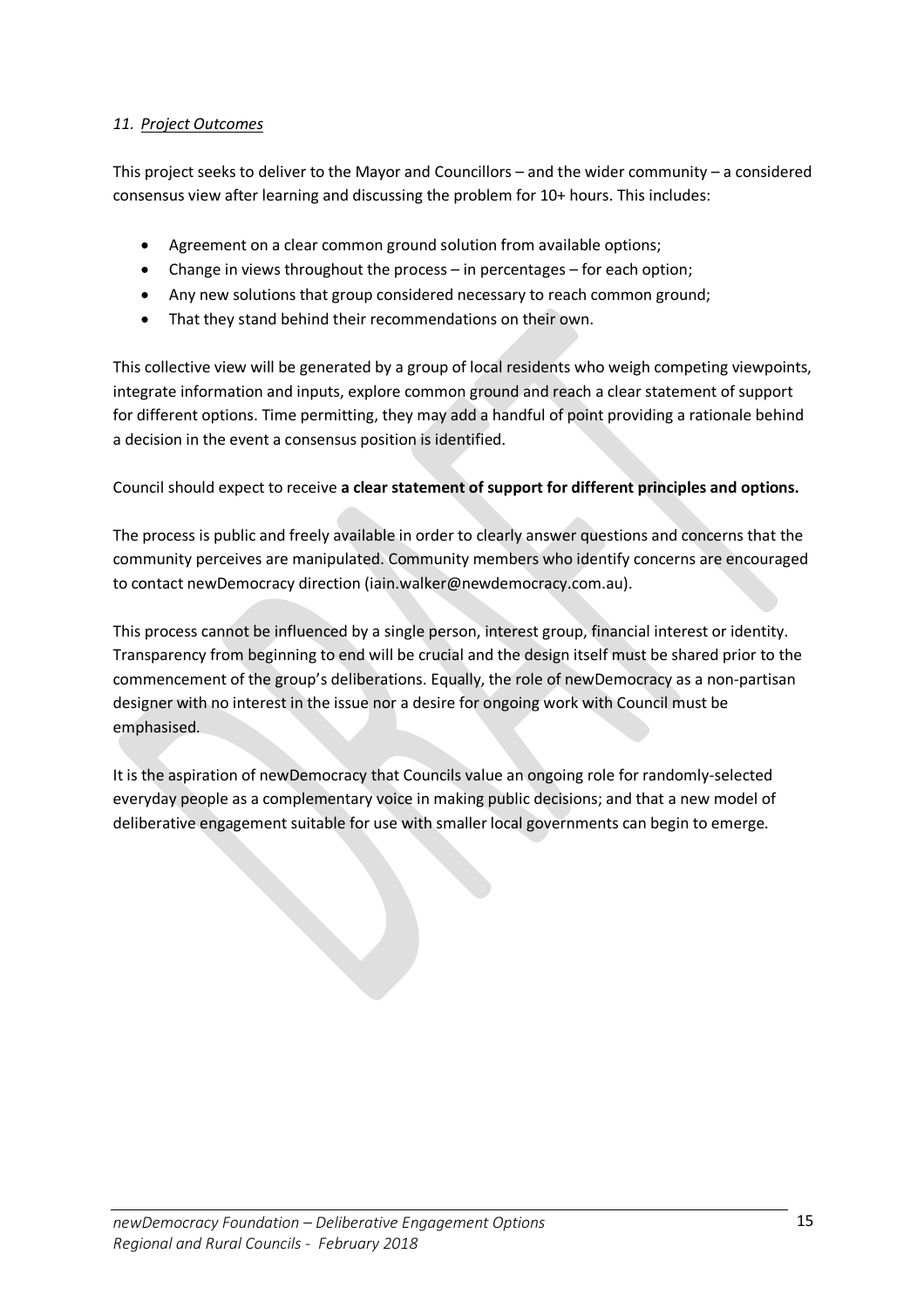### *11. Project Outcomes*

This project seeks to deliver to the Mayor and Councillors – and the wider community – a considered consensus view after learning and discussing the problem for 10+ hours. This includes:

- Agreement on a clear common ground solution from available options;
- Change in views throughout the process – in percentages – for each option;
- Any new solutions that group considered necessary to reach common ground;
- That they stand behind their recommendations on their own.

This collective view will be generated by a group of local residents who weigh competing viewpoints, integrate information and inputs, explore common ground and reach a clear statement of support for different options. Time permitting, they may add a handful of point providing a rationale behind a decision in the event a consensus position is identified.

Council should expect to receive **a clear statement of support for different principles and options.**

The process is public and freely available in order to clearly answer questions and concerns that the community perceives are manipulated. Community members who identify concerns are encouraged to contact newDemocracy direction (iain.walker@newdemocracy.com.au).

This process cannot be influenced by a single person, interest group, financial interest or identity. Transparency from beginning to end will be crucial and the design itself must be shared prior to the commencement of the group's deliberations. Equally, the role of newDemocracy as a non-partisan designer with no interest in the issue nor a desire for ongoing work with Council must be emphasised.

It is the aspiration of newDemocracy that Councils value an ongoing role for randomly-selected everyday people as a complementary voice in making public decisions; and that a new model of deliberative engagement suitable for use with smaller local governments can begin to emerge.